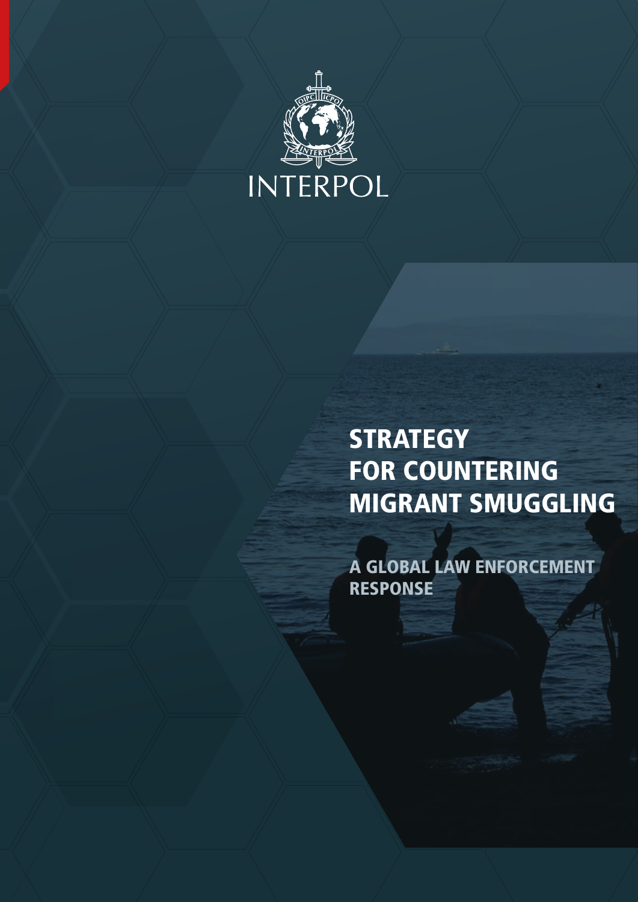INTERPOL

# STRATEGY FOR COUNTERING MIGRANT SMUGGLING

## A GLOBAL LAW ENFORCEMENT RESPONSE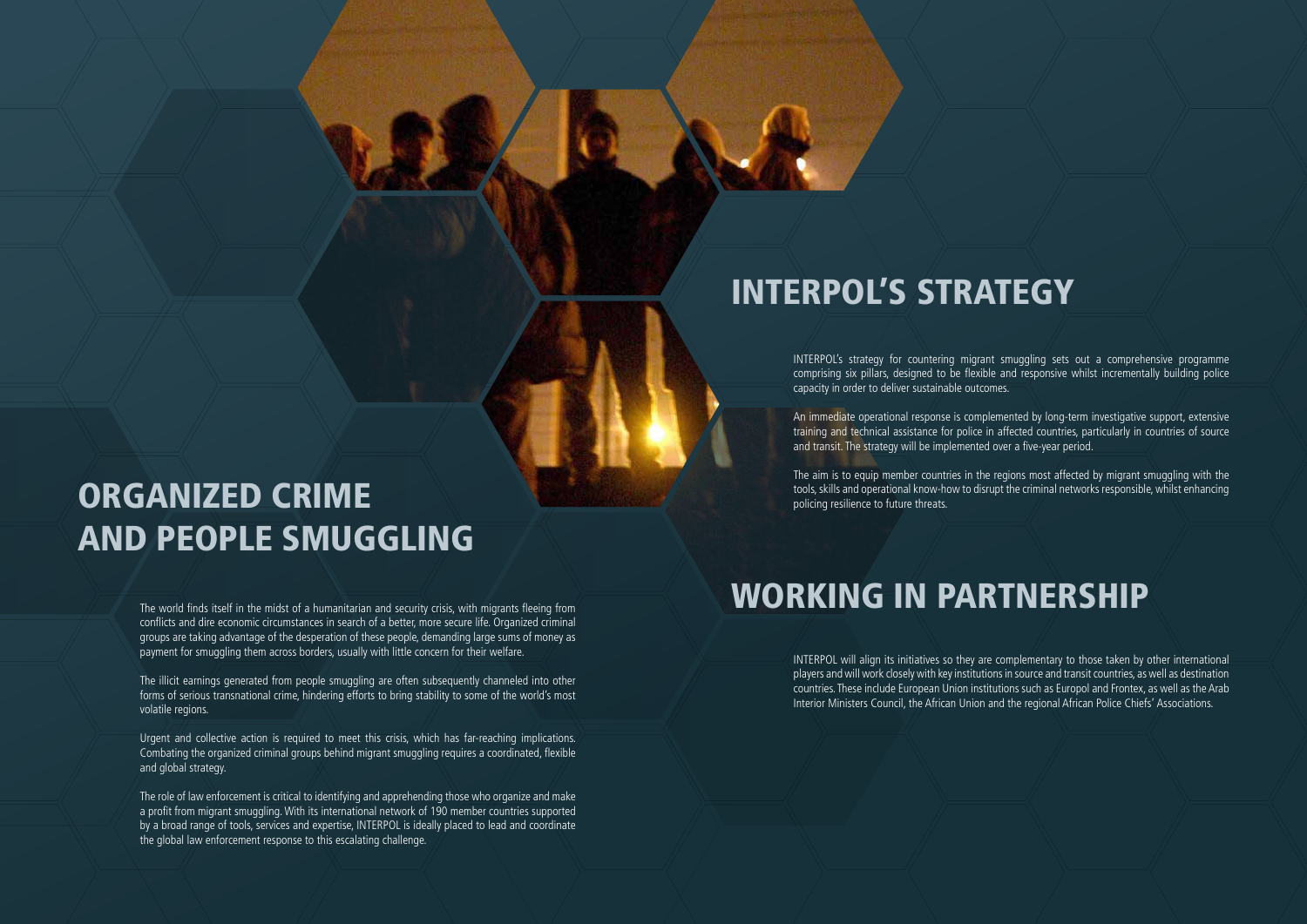## ORGANIZED CRIME AND PEOPLE SMUGGLING

The world finds itself in the midst of a humanitarian and security crisis, with migrants fleeing from conflicts and dire economic circumstances in search of a better, more secure life. Organized criminal groups are taking advantage of the desperation of these people, demanding large sums of money as payment for smuggling them across borders, usually with little concern for their welfare.

The illicit earnings generated from people smuggling are often subsequently channeled into other forms of serious transnational crime, hindering efforts to bring stability to some of the world's most volatile regions.

Urgent and collective action is required to meet this crisis, which has far-reaching implications. Combating the organized criminal groups behind migrant smuggling requires a coordinated, flexible and global strategy.

The role of law enforcement is critical to identifying and apprehending those who organize and make a profit from migrant smuggling. With its international network of 190 member countries supported by a broad range of tools, services and expertise, INTERPOL is ideally placed to lead and coordinate the global law enforcement response to this escalating challenge.

## INTERPOL'S STRATEGY

INTERPOL's strategy for countering migrant smuggling sets out a comprehensive programme comprising six pillars, designed to be flexible and responsive whilst incrementally building police capacity in order to deliver sustainable outcomes.

An immediate operational response is complemented by long-term investigative support, extensive training and technical assistance for police in affected countries, particularly in countries of source and transit. The strategy will be implemented over a five-year period.

The aim is to equip member countries in the regions most affected by migrant smuggling with the tools, skills and operational know-how to disrupt the criminal networks responsible, whilst enhancing policing resilience to future threats.

## WORKING IN PARTNERSHIP

INTERPOL will align its initiatives so they are complementary to those taken by other international players and will work closely with key institutions in source and transit countries, as well as destination countries. These include European Union institutions such as Europol and Frontex, as well as the Arab Interior Ministers Council, the African Union and the regional African Police Chiefs' Associations.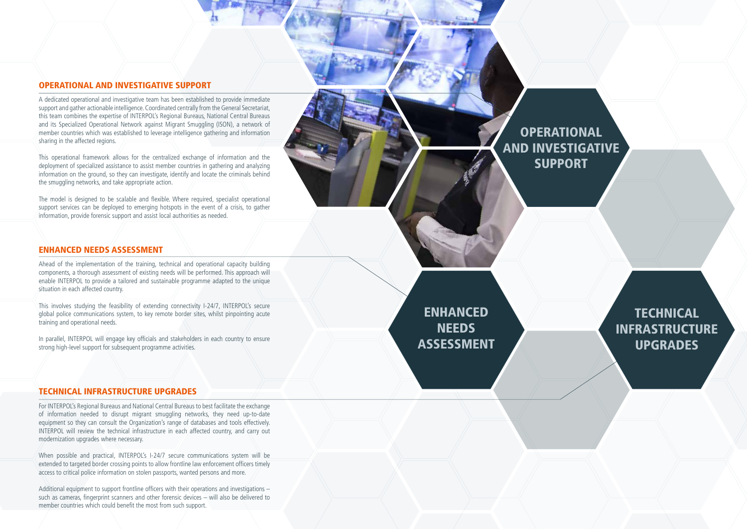## OPERATIONAL AND INVESTIGATIVE SUPPORT

A dedicated operational and investigative team has been established to provide immediate support and gather actionable intelligence. Coordinated centrally from the General Secretariat, this team combines the expertise of INTERPOL's Regional Bureaus, National Central Bureaus and its Specialized Operational Network against Migrant Smuggling (ISON), a network of member countries which was established to leverage intelligence gathering and information sharing in the affected regions.

This operational framework allows for the centralized exchange of information and the deployment of specialized assistance to assist member countries in gathering and analyzing information on the ground, so they can investigate, identify and locate the criminals behind the smuggling networks, and take appropriate action.

The model is designed to be scalable and flexible. Where required, specialist operational support services can be deployed to emerging hotspots in the event of a crisis, to gather information, provide forensic support and assist local authorities as needed.

## ENHANCED NEEDS ASSESSMENT

Ahead of the implementation of the training, technical and operational capacity building components, a thorough assessment of existing needs will be performed. This approach will enable INTERPOL to provide a tailored and sustainable programme adapted to the unique situation in each affected country.

This involves studying the feasibility of extending connectivity I-24/7, INTERPOL's secure global police communications system, to key remote border sites, whilst pinpointing acute training and operational needs.

In parallel, INTERPOL will engage key officials and stakeholders in each country to ensure strong high-level support for subsequent programme activities.

## TECHNICAL INFRASTRUCTURE UPGRADES

For INTERPOL's Regional Bureaus and National Central Bureaus to best facilitate the exchange of information needed to disrupt migrant smuggling networks, they need up-to-date equipment so they can consult the Organization's range of databases and tools effectively. INTERPOL will review the technical infrastructure in each affected country, and carry out modernization upgrades where necessary.

When possible and practical, INTERPOL's I-24/7 secure communications system will be extended to targeted border crossing points to allow frontline law enforcement officers timely access to critical police information on stolen passports, wanted persons and more.

Additional equipment to support frontline officers with their operations and investigations – such as cameras, fingerprint scanners and other forensic devices – will also be delivered to member countries which could benefit the most from such support.

OPERATIONAL AND INVESTIGATIVE SUPPORT

ENHANCED NEEDS ASSESSMENT

TECHNICAL INFRASTRUCTURE UPGRADES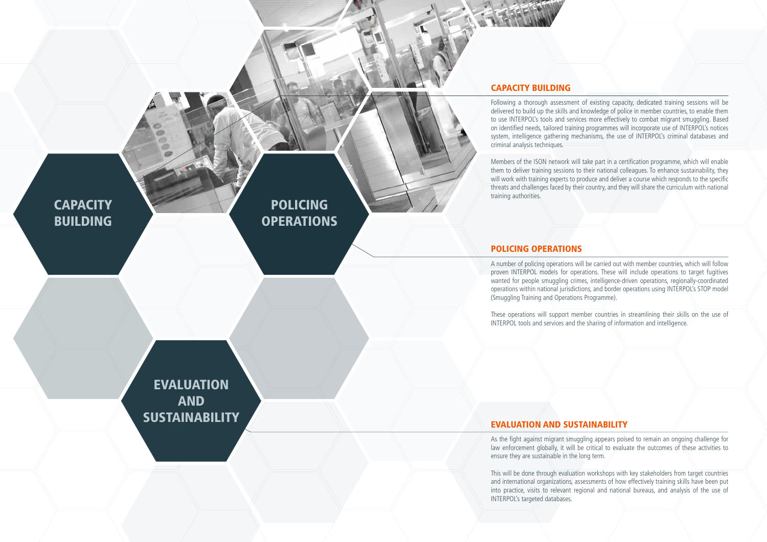## CAPACITY BUILDING

Following a thorough assessment of existing capacity, dedicated training sessions will be delivered to build up the skills and knowledge of police in member countries, to enable them to use INTERPOL's tools and services more effectively to combat migrant smuggling. Based on identified needs, tailored training programmes will incorporate use of INTERPOL's notices system, intelligence gathering mechanisms, the use of INTERPOL's criminal databases and criminal analysis techniques.

Members of the ISON network will take part in a certification programme, which will enable them to deliver training sessions to their national colleagues. To enhance sustainability, they will work with training experts to produce and deliver a course which responds to the specific threats and challenges faced by their country, and they will share the curriculum with national training authorities.

## POLICING OPERATIONS

A number of policing operations will be carried out with member countries, which will follow proven INTERPOL models for operations. These will include operations to target fugitives wanted for people smuggling crimes, intelligence-driven operations, regionally-coordinated operations within national jurisdictions, and border operations using INTERPOL's STOP model (Smuggling Training and Operations Programme).

These operations will support member countries in streamlining their skills on the use of INTERPOL tools and services and the sharing of information and intelligence.

## EVALUATION AND SUSTAINABILITY

As the fight against migrant smuggling appears poised to remain an ongoing challenge for law enforcement globally, it will be critical to evaluate the outcomes of these activities to ensure they are sustainable in the long term.

This will be done through evaluation workshops with key stakeholders from target countries and international organizations, assessments of how effectively training skills have been put into practice, visits to relevant regional and national bureaus, and analysis of the use of INTERPOL's targeted databases.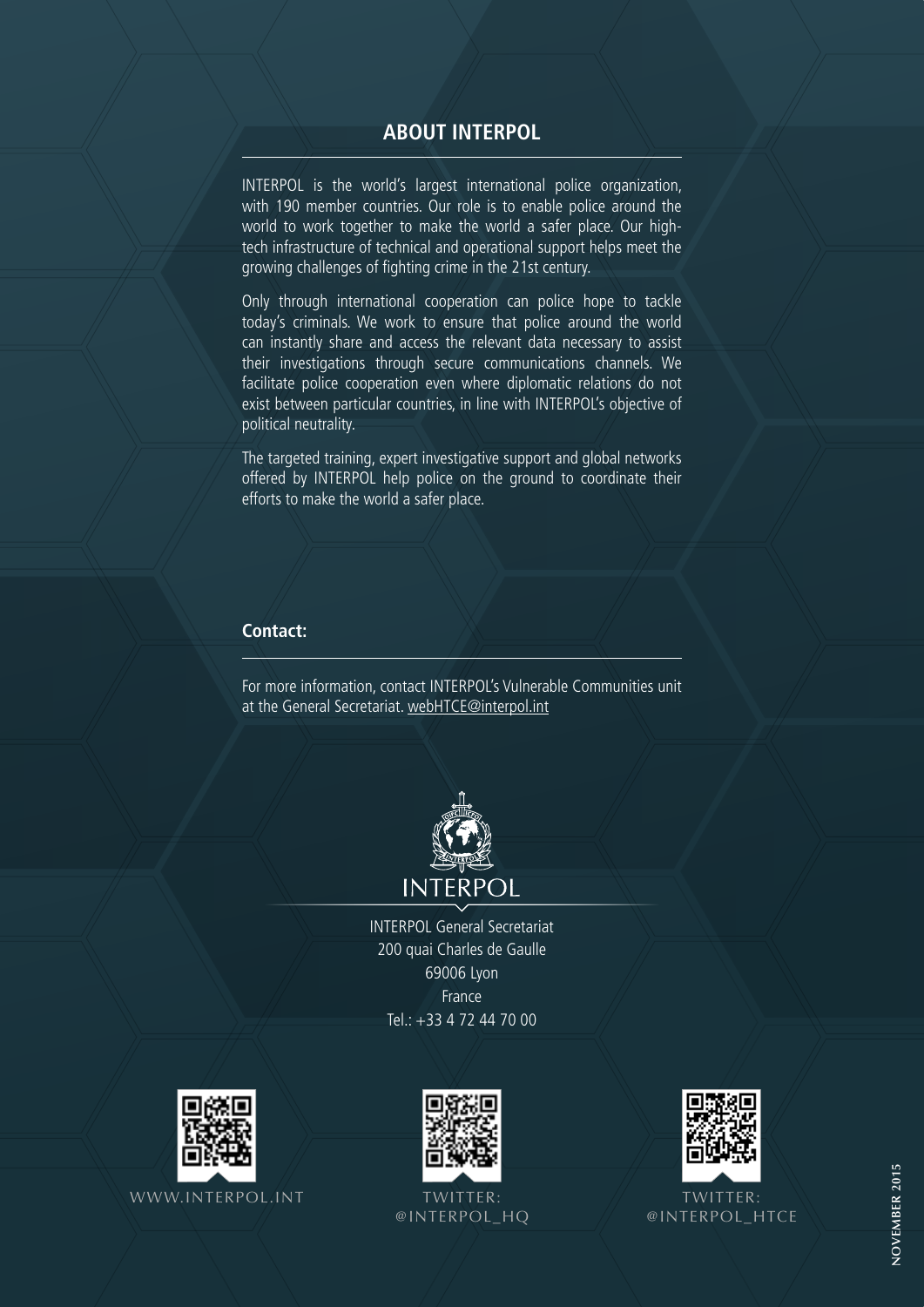## ABOUT INTERPOL

INTERPOL is the world's largest international police organization, with 190 member countries. Our role is to enable police around the world to work together to make the world a safer place. Our high-tech infrastructure of technical and operational support helps meet the growing challenges of fighting crime in the 21st century.

Only through international cooperation can police hope to tackle today's criminals. We work to ensure that police around the world can instantly share and access the relevant data necessary to assist their investigations through secure communications channels. We facilitate police cooperation even where diplomatic relations do not exist between particular countries, in line with INTERPOL's objective of political neutrality.

The targeted training, expert investigative support and global networks offered by INTERPOL help police on the ground to coordinate their efforts to make the world a safer place.

**Contact:**

For more information, contact INTERPOL's Vulnerable Communities unit at the General Secretariat. webHTCE@interpol.int

INTERPOL

INTERPOL General Secretariat
200 quai Charles de Gaulle
69006 Lyon
France
Tel.: +33 4 72 44 70 00

WWW.INTERPOL.INT

TWITTER: @INTERPOL_HQ

TWITTER: @INTERPOL_HTCE

NOVEMBER 2015